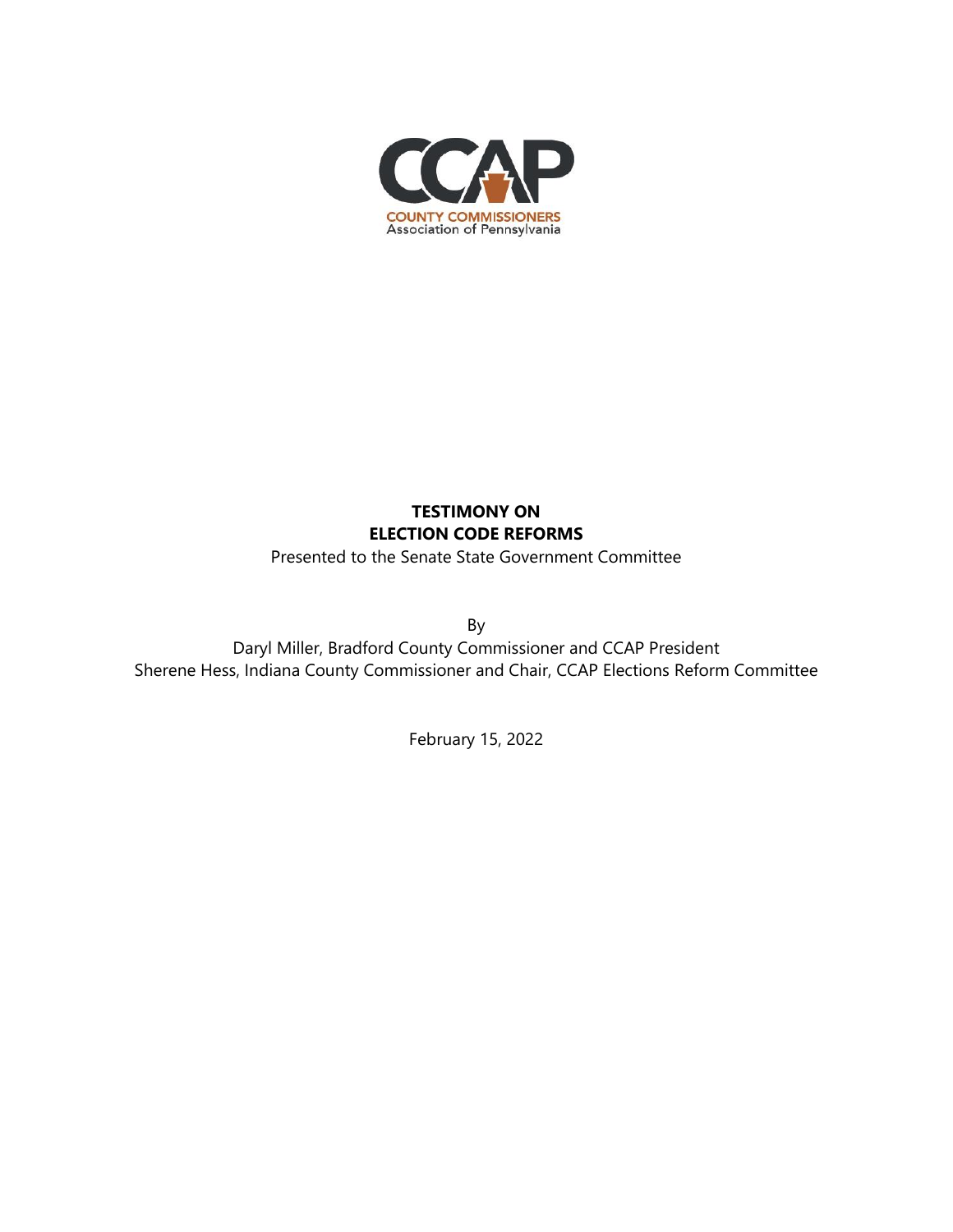CCAP

COUNTY COMMISSIONERS
Association of Pennsylvania

**TESTIMONY ON**
**ELECTION CODE REFORMS**

Presented to the Senate State Government Committee

By

Daryl Miller, Bradford County Commissioner and CCAP President

Sherene Hess, Indiana County Commissioner and Chair, CCAP Elections Reform Committee

February 15, 2022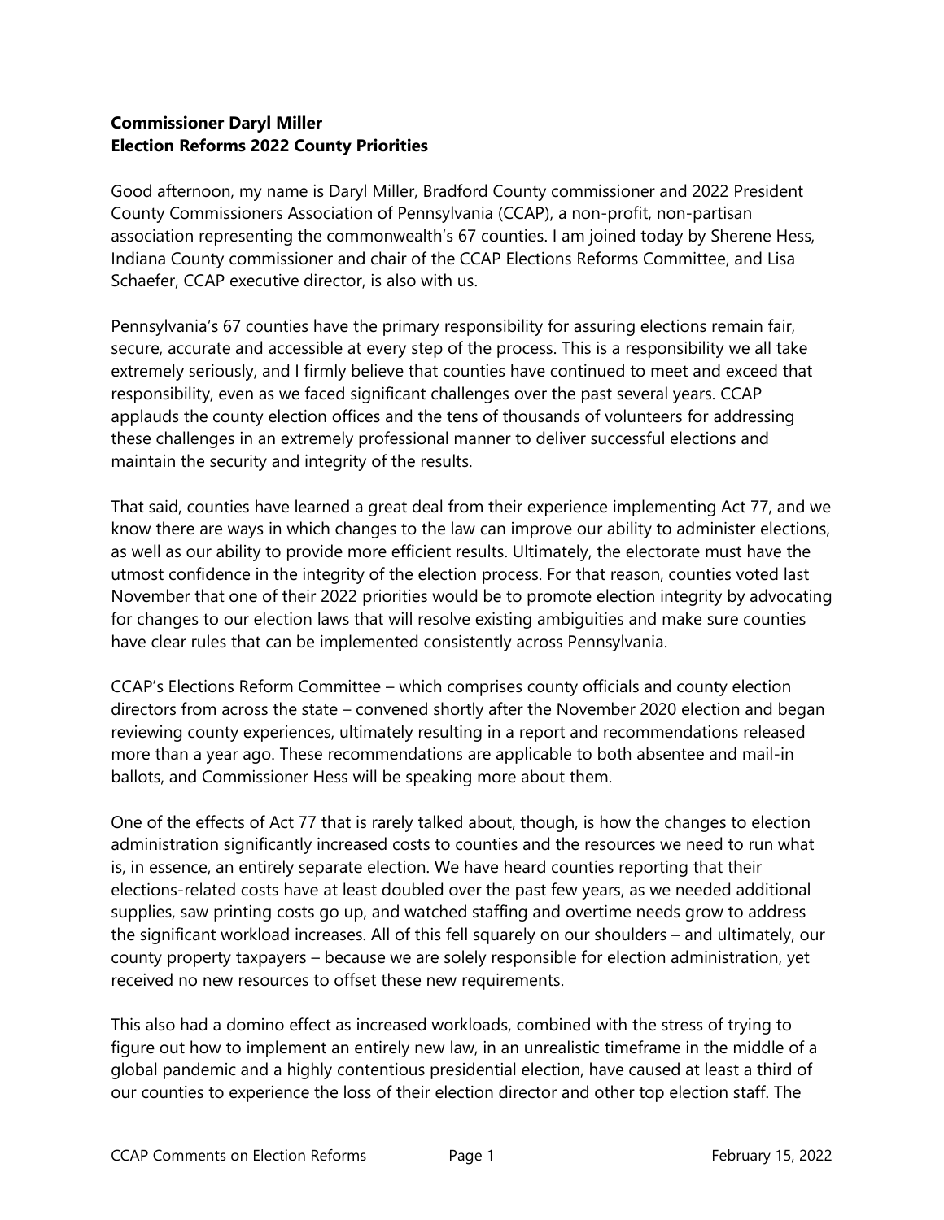**Commissioner Daryl Miller**
**Election Reforms 2022 County Priorities**

Good afternoon, my name is Daryl Miller, Bradford County commissioner and 2022 President County Commissioners Association of Pennsylvania (CCAP), a non-profit, non-partisan association representing the commonwealth's 67 counties. I am joined today by Sherene Hess, Indiana County commissioner and chair of the CCAP Elections Reforms Committee, and Lisa Schaefer, CCAP executive director, is also with us.

Pennsylvania's 67 counties have the primary responsibility for assuring elections remain fair, secure, accurate and accessible at every step of the process. This is a responsibility we all take extremely seriously, and I firmly believe that counties have continued to meet and exceed that responsibility, even as we faced significant challenges over the past several years. CCAP applauds the county election offices and the tens of thousands of volunteers for addressing these challenges in an extremely professional manner to deliver successful elections and maintain the security and integrity of the results.

That said, counties have learned a great deal from their experience implementing Act 77, and we know there are ways in which changes to the law can improve our ability to administer elections, as well as our ability to provide more efficient results. Ultimately, the electorate must have the utmost confidence in the integrity of the election process. For that reason, counties voted last November that one of their 2022 priorities would be to promote election integrity by advocating for changes to our election laws that will resolve existing ambiguities and make sure counties have clear rules that can be implemented consistently across Pennsylvania.

CCAP's Elections Reform Committee – which comprises county officials and county election directors from across the state – convened shortly after the November 2020 election and began reviewing county experiences, ultimately resulting in a report and recommendations released more than a year ago. These recommendations are applicable to both absentee and mail-in ballots, and Commissioner Hess will be speaking more about them.

One of the effects of Act 77 that is rarely talked about, though, is how the changes to election administration significantly increased costs to counties and the resources we need to run what is, in essence, an entirely separate election. We have heard counties reporting that their elections-related costs have at least doubled over the past few years, as we needed additional supplies, saw printing costs go up, and watched staffing and overtime needs grow to address the significant workload increases. All of this fell squarely on our shoulders – and ultimately, our county property taxpayers – because we are solely responsible for election administration, yet received no new resources to offset these new requirements.

This also had a domino effect as increased workloads, combined with the stress of trying to figure out how to implement an entirely new law, in an unrealistic timeframe in the middle of a global pandemic and a highly contentious presidential election, have caused at least a third of our counties to experience the loss of their election director and other top election staff. The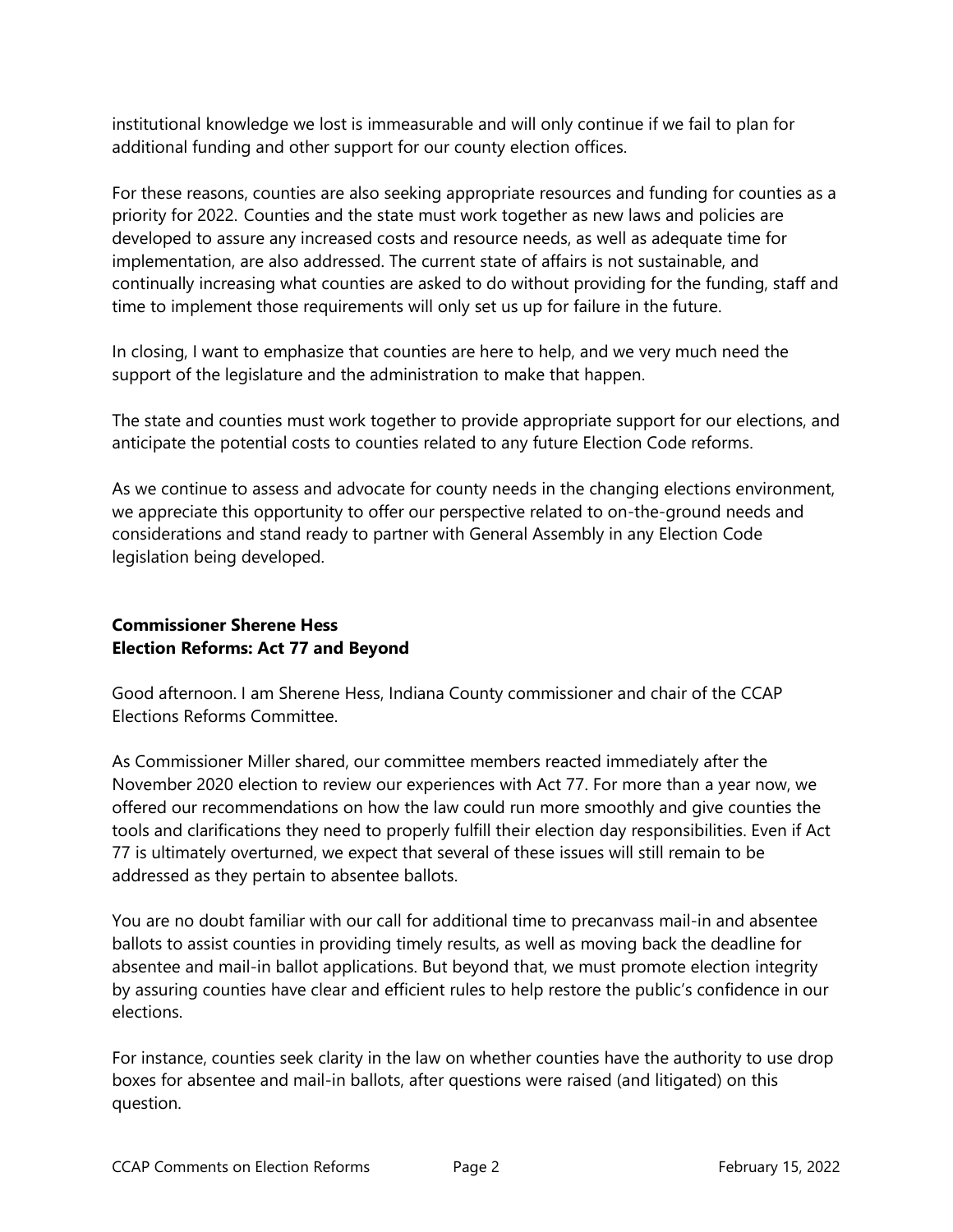institutional knowledge we lost is immeasurable and will only continue if we fail to plan for additional funding and other support for our county election offices.

For these reasons, counties are also seeking appropriate resources and funding for counties as a priority for 2022. Counties and the state must work together as new laws and policies are developed to assure any increased costs and resource needs, as well as adequate time for implementation, are also addressed. The current state of affairs is not sustainable, and continually increasing what counties are asked to do without providing for the funding, staff and time to implement those requirements will only set us up for failure in the future.

In closing, I want to emphasize that counties are here to help, and we very much need the support of the legislature and the administration to make that happen.

The state and counties must work together to provide appropriate support for our elections, and anticipate the potential costs to counties related to any future Election Code reforms.

As we continue to assess and advocate for county needs in the changing elections environment, we appreciate this opportunity to offer our perspective related to on-the-ground needs and considerations and stand ready to partner with General Assembly in any Election Code legislation being developed.

**Commissioner Sherene Hess**
**Election Reforms: Act 77 and Beyond**

Good afternoon. I am Sherene Hess, Indiana County commissioner and chair of the CCAP Elections Reforms Committee.

As Commissioner Miller shared, our committee members reacted immediately after the November 2020 election to review our experiences with Act 77. For more than a year now, we offered our recommendations on how the law could run more smoothly and give counties the tools and clarifications they need to properly fulfill their election day responsibilities. Even if Act 77 is ultimately overturned, we expect that several of these issues will still remain to be addressed as they pertain to absentee ballots.

You are no doubt familiar with our call for additional time to precanvass mail-in and absentee ballots to assist counties in providing timely results, as well as moving back the deadline for absentee and mail-in ballot applications. But beyond that, we must promote election integrity by assuring counties have clear and efficient rules to help restore the public's confidence in our elections.

For instance, counties seek clarity in the law on whether counties have the authority to use drop boxes for absentee and mail-in ballots, after questions were raised (and litigated) on this question.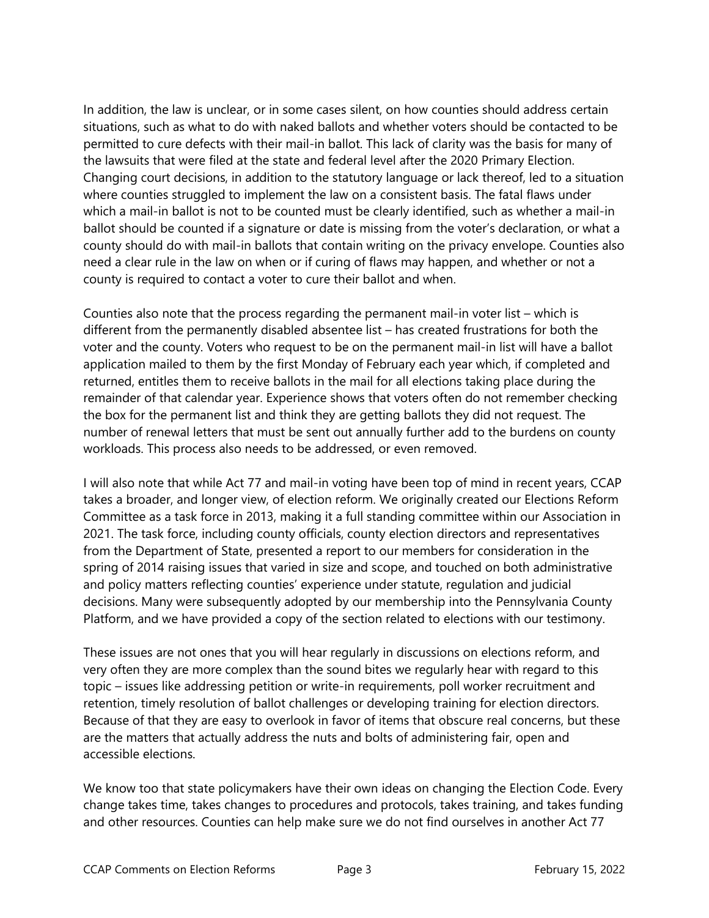In addition, the law is unclear, or in some cases silent, on how counties should address certain situations, such as what to do with naked ballots and whether voters should be contacted to be permitted to cure defects with their mail-in ballot. This lack of clarity was the basis for many of the lawsuits that were filed at the state and federal level after the 2020 Primary Election. Changing court decisions, in addition to the statutory language or lack thereof, led to a situation where counties struggled to implement the law on a consistent basis. The fatal flaws under which a mail-in ballot is not to be counted must be clearly identified, such as whether a mail-in ballot should be counted if a signature or date is missing from the voter's declaration, or what a county should do with mail-in ballots that contain writing on the privacy envelope. Counties also need a clear rule in the law on when or if curing of flaws may happen, and whether or not a county is required to contact a voter to cure their ballot and when.

Counties also note that the process regarding the permanent mail-in voter list – which is different from the permanently disabled absentee list – has created frustrations for both the voter and the county. Voters who request to be on the permanent mail-in list will have a ballot application mailed to them by the first Monday of February each year which, if completed and returned, entitles them to receive ballots in the mail for all elections taking place during the remainder of that calendar year. Experience shows that voters often do not remember checking the box for the permanent list and think they are getting ballots they did not request. The number of renewal letters that must be sent out annually further add to the burdens on county workloads. This process also needs to be addressed, or even removed.

I will also note that while Act 77 and mail-in voting have been top of mind in recent years, CCAP takes a broader, and longer view, of election reform. We originally created our Elections Reform Committee as a task force in 2013, making it a full standing committee within our Association in 2021. The task force, including county officials, county election directors and representatives from the Department of State, presented a report to our members for consideration in the spring of 2014 raising issues that varied in size and scope, and touched on both administrative and policy matters reflecting counties' experience under statute, regulation and judicial decisions. Many were subsequently adopted by our membership into the Pennsylvania County Platform, and we have provided a copy of the section related to elections with our testimony.

These issues are not ones that you will hear regularly in discussions on elections reform, and very often they are more complex than the sound bites we regularly hear with regard to this topic – issues like addressing petition or write-in requirements, poll worker recruitment and retention, timely resolution of ballot challenges or developing training for election directors. Because of that they are easy to overlook in favor of items that obscure real concerns, but these are the matters that actually address the nuts and bolts of administering fair, open and accessible elections.

We know too that state policymakers have their own ideas on changing the Election Code. Every change takes time, takes changes to procedures and protocols, takes training, and takes funding and other resources. Counties can help make sure we do not find ourselves in another Act 77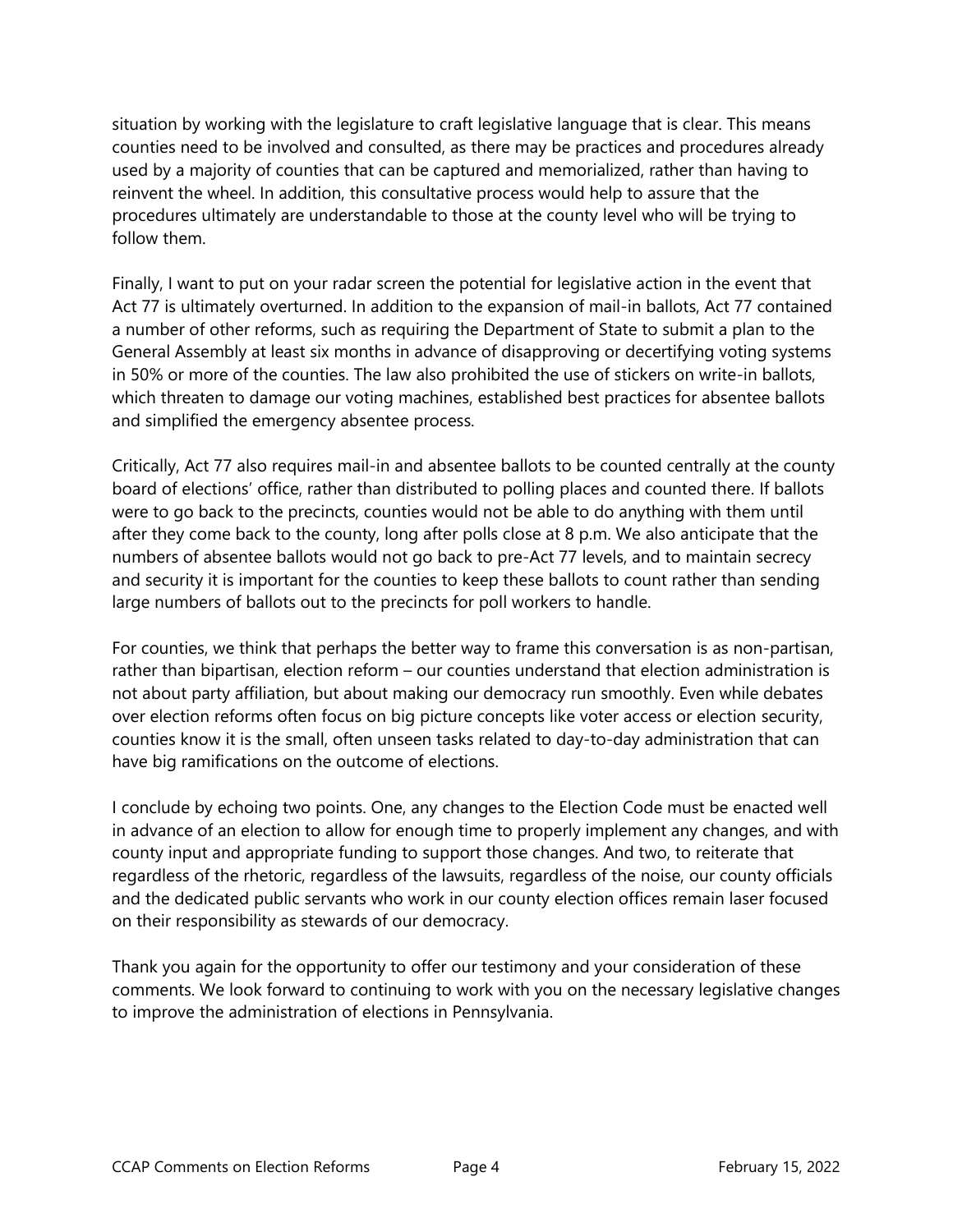situation by working with the legislature to craft legislative language that is clear. This means counties need to be involved and consulted, as there may be practices and procedures already used by a majority of counties that can be captured and memorialized, rather than having to reinvent the wheel. In addition, this consultative process would help to assure that the procedures ultimately are understandable to those at the county level who will be trying to follow them.

Finally, I want to put on your radar screen the potential for legislative action in the event that Act 77 is ultimately overturned. In addition to the expansion of mail-in ballots, Act 77 contained a number of other reforms, such as requiring the Department of State to submit a plan to the General Assembly at least six months in advance of disapproving or decertifying voting systems in 50% or more of the counties. The law also prohibited the use of stickers on write-in ballots, which threaten to damage our voting machines, established best practices for absentee ballots and simplified the emergency absentee process.

Critically, Act 77 also requires mail-in and absentee ballots to be counted centrally at the county board of elections' office, rather than distributed to polling places and counted there. If ballots were to go back to the precincts, counties would not be able to do anything with them until after they come back to the county, long after polls close at 8 p.m. We also anticipate that the numbers of absentee ballots would not go back to pre-Act 77 levels, and to maintain secrecy and security it is important for the counties to keep these ballots to count rather than sending large numbers of ballots out to the precincts for poll workers to handle.

For counties, we think that perhaps the better way to frame this conversation is as non-partisan, rather than bipartisan, election reform – our counties understand that election administration is not about party affiliation, but about making our democracy run smoothly. Even while debates over election reforms often focus on big picture concepts like voter access or election security, counties know it is the small, often unseen tasks related to day-to-day administration that can have big ramifications on the outcome of elections.

I conclude by echoing two points. One, any changes to the Election Code must be enacted well in advance of an election to allow for enough time to properly implement any changes, and with county input and appropriate funding to support those changes. And two, to reiterate that regardless of the rhetoric, regardless of the lawsuits, regardless of the noise, our county officials and the dedicated public servants who work in our county election offices remain laser focused on their responsibility as stewards of our democracy.

Thank you again for the opportunity to offer our testimony and your consideration of these comments. We look forward to continuing to work with you on the necessary legislative changes to improve the administration of elections in Pennsylvania.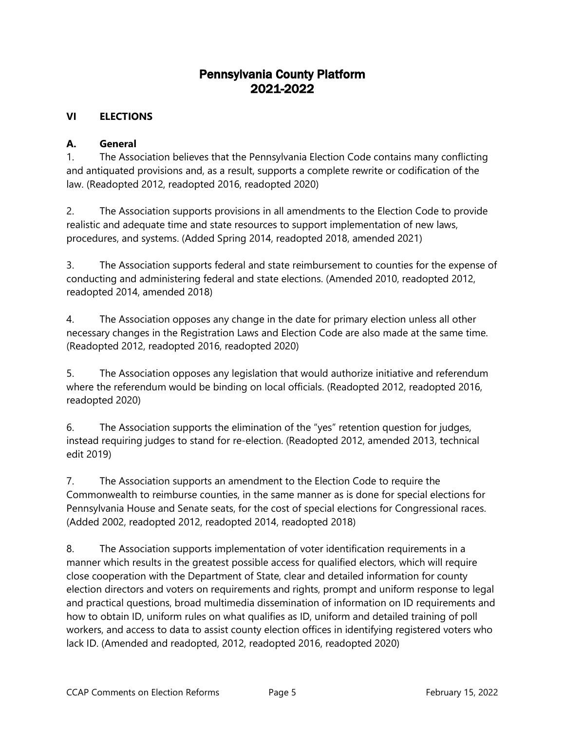# Pennsylvania County Platform
# 2021-2022

## VI ELECTIONS

### A. General

1. The Association believes that the Pennsylvania Election Code contains many conflicting and antiquated provisions and, as a result, supports a complete rewrite or codification of the law. (Readopted 2012, readopted 2016, readopted 2020)

2. The Association supports provisions in all amendments to the Election Code to provide realistic and adequate time and state resources to support implementation of new laws, procedures, and systems. (Added Spring 2014, readopted 2018, amended 2021)

3. The Association supports federal and state reimbursement to counties for the expense of conducting and administering federal and state elections. (Amended 2010, readopted 2012, readopted 2014, amended 2018)

4. The Association opposes any change in the date for primary election unless all other necessary changes in the Registration Laws and Election Code are also made at the same time. (Readopted 2012, readopted 2016, readopted 2020)

5. The Association opposes any legislation that would authorize initiative and referendum where the referendum would be binding on local officials. (Readopted 2012, readopted 2016, readopted 2020)

6. The Association supports the elimination of the "yes" retention question for judges, instead requiring judges to stand for re-election. (Readopted 2012, amended 2013, technical edit 2019)

7. The Association supports an amendment to the Election Code to require the Commonwealth to reimburse counties, in the same manner as is done for special elections for Pennsylvania House and Senate seats, for the cost of special elections for Congressional races. (Added 2002, readopted 2012, readopted 2014, readopted 2018)

8. The Association supports implementation of voter identification requirements in a manner which results in the greatest possible access for qualified electors, which will require close cooperation with the Department of State, clear and detailed information for county election directors and voters on requirements and rights, prompt and uniform response to legal and practical questions, broad multimedia dissemination of information on ID requirements and how to obtain ID, uniform rules on what qualifies as ID, uniform and detailed training of poll workers, and access to data to assist county election offices in identifying registered voters who lack ID. (Amended and readopted, 2012, readopted 2016, readopted 2020)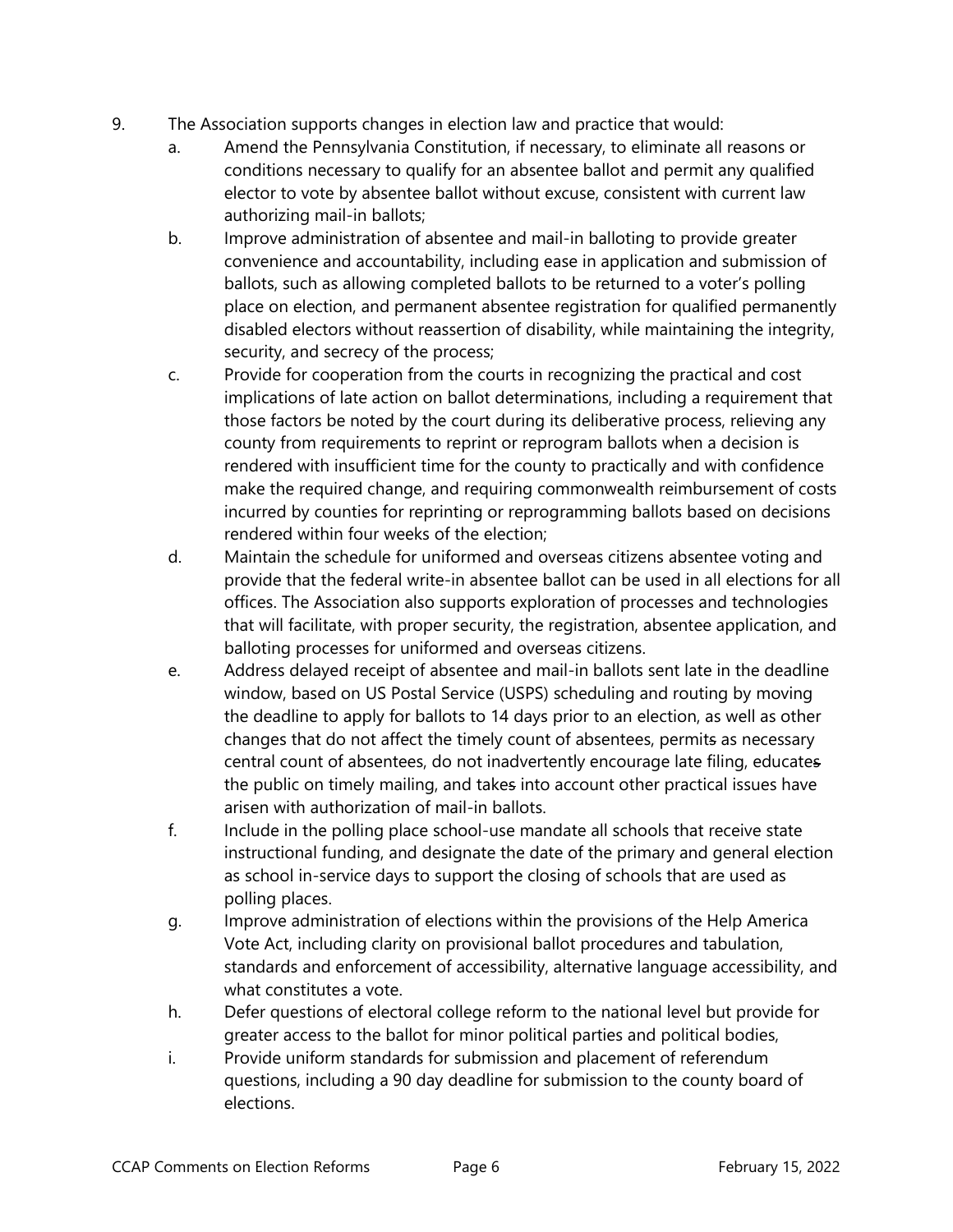9. The Association supports changes in election law and practice that would:
   a. Amend the Pennsylvania Constitution, if necessary, to eliminate all reasons or conditions necessary to qualify for an absentee ballot and permit any qualified elector to vote by absentee ballot without excuse, consistent with current law authorizing mail-in ballots;
   b. Improve administration of absentee and mail-in balloting to provide greater convenience and accountability, including ease in application and submission of ballots, such as allowing completed ballots to be returned to a voter's polling place on election, and permanent absentee registration for qualified permanently disabled electors without reassertion of disability, while maintaining the integrity, security, and secrecy of the process;
   c. Provide for cooperation from the courts in recognizing the practical and cost implications of late action on ballot determinations, including a requirement that those factors be noted by the court during its deliberative process, relieving any county from requirements to reprint or reprogram ballots when a decision is rendered with insufficient time for the county to practically and with confidence make the required change, and requiring commonwealth reimbursement of costs incurred by counties for reprinting or reprogramming ballots based on decisions rendered within four weeks of the election;
   d. Maintain the schedule for uniformed and overseas citizens absentee voting and provide that the federal write-in absentee ballot can be used in all elections for all offices. The Association also supports exploration of processes and technologies that will facilitate, with proper security, the registration, absentee application, and balloting processes for uniformed and overseas citizens.
   e. Address delayed receipt of absentee and mail-in ballots sent late in the deadline window, based on US Postal Service (USPS) scheduling and routing by moving the deadline to apply for ballots to 14 days prior to an election, as well as other changes that do not affect the timely count of absentees, permit~~s~~ as necessary central count of absentees, do not inadvertently encourage late filing, educate~~s~~ the public on timely mailing, and take~~s~~ into account other practical issues have arisen with authorization of mail-in ballots.
   f. Include in the polling place school-use mandate all schools that receive state instructional funding, and designate the date of the primary and general election as school in-service days to support the closing of schools that are used as polling places.
   g. Improve administration of elections within the provisions of the Help America Vote Act, including clarity on provisional ballot procedures and tabulation, standards and enforcement of accessibility, alternative language accessibility, and what constitutes a vote.
   h. Defer questions of electoral college reform to the national level but provide for greater access to the ballot for minor political parties and political bodies,
   i. Provide uniform standards for submission and placement of referendum questions, including a 90 day deadline for submission to the county board of elections.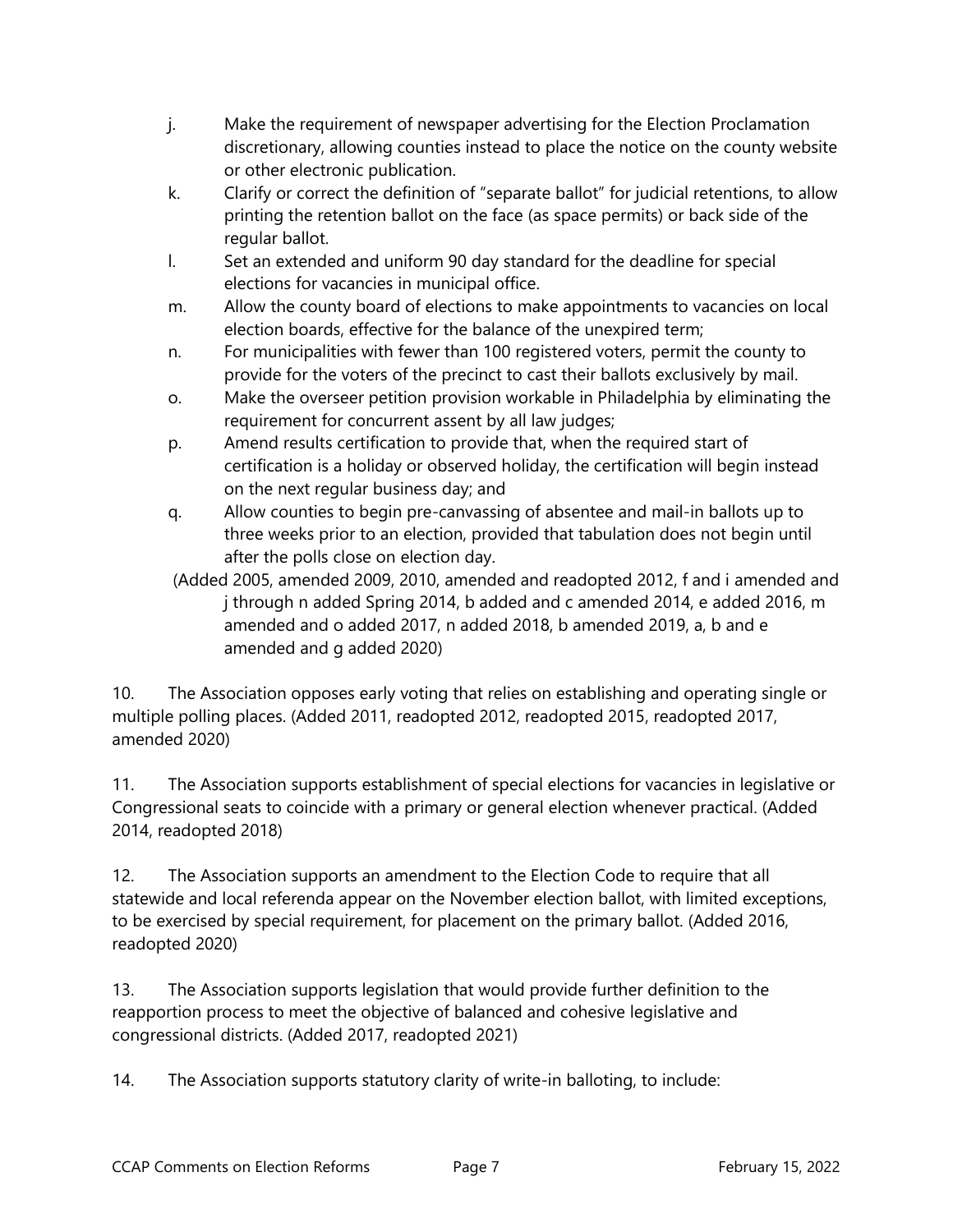j. Make the requirement of newspaper advertising for the Election Proclamation discretionary, allowing counties instead to place the notice on the county website or other electronic publication.

k. Clarify or correct the definition of "separate ballot" for judicial retentions, to allow printing the retention ballot on the face (as space permits) or back side of the regular ballot.

l. Set an extended and uniform 90 day standard for the deadline for special elections for vacancies in municipal office.

m. Allow the county board of elections to make appointments to vacancies on local election boards, effective for the balance of the unexpired term;

n. For municipalities with fewer than 100 registered voters, permit the county to provide for the voters of the precinct to cast their ballots exclusively by mail.

o. Make the overseer petition provision workable in Philadelphia by eliminating the requirement for concurrent assent by all law judges;

p. Amend results certification to provide that, when the required start of certification is a holiday or observed holiday, the certification will begin instead on the next regular business day; and

q. Allow counties to begin pre-canvassing of absentee and mail-in ballots up to three weeks prior to an election, provided that tabulation does not begin until after the polls close on election day.

(Added 2005, amended 2009, 2010, amended and readopted 2012, f and i amended and j through n added Spring 2014, b added and c amended 2014, e added 2016, m amended and o added 2017, n added 2018, b amended 2019, a, b and e amended and g added 2020)

10. The Association opposes early voting that relies on establishing and operating single or multiple polling places. (Added 2011, readopted 2012, readopted 2015, readopted 2017, amended 2020)

11. The Association supports establishment of special elections for vacancies in legislative or Congressional seats to coincide with a primary or general election whenever practical. (Added 2014, readopted 2018)

12. The Association supports an amendment to the Election Code to require that all statewide and local referenda appear on the November election ballot, with limited exceptions, to be exercised by special requirement, for placement on the primary ballot. (Added 2016, readopted 2020)

13. The Association supports legislation that would provide further definition to the reapportion process to meet the objective of balanced and cohesive legislative and congressional districts. (Added 2017, readopted 2021)

14. The Association supports statutory clarity of write-in balloting, to include: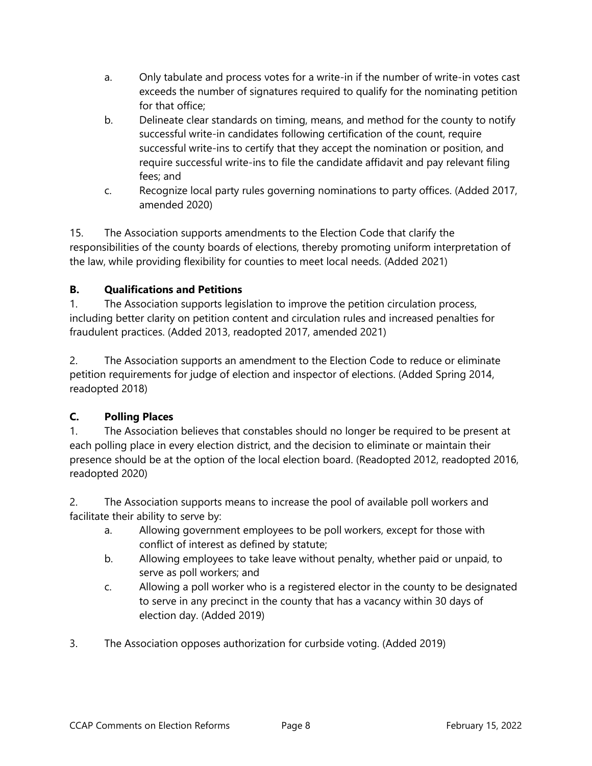a. Only tabulate and process votes for a write-in if the number of write-in votes cast exceeds the number of signatures required to qualify for the nominating petition for that office;
b. Delineate clear standards on timing, means, and method for the county to notify successful write-in candidates following certification of the count, require successful write-ins to certify that they accept the nomination or position, and require successful write-ins to file the candidate affidavit and pay relevant filing fees; and
c. Recognize local party rules governing nominations to party offices. (Added 2017, amended 2020)

15. The Association supports amendments to the Election Code that clarify the responsibilities of the county boards of elections, thereby promoting uniform interpretation of the law, while providing flexibility for counties to meet local needs. (Added 2021)

### B. Qualifications and Petitions

1. The Association supports legislation to improve the petition circulation process, including better clarity on petition content and circulation rules and increased penalties for fraudulent practices. (Added 2013, readopted 2017, amended 2021)

2. The Association supports an amendment to the Election Code to reduce or eliminate petition requirements for judge of election and inspector of elections. (Added Spring 2014, readopted 2018)

### C. Polling Places

1. The Association believes that constables should no longer be required to be present at each polling place in every election district, and the decision to eliminate or maintain their presence should be at the option of the local election board. (Readopted 2012, readopted 2016, readopted 2020)

2. The Association supports means to increase the pool of available poll workers and facilitate their ability to serve by:
   a. Allowing government employees to be poll workers, except for those with conflict of interest as defined by statute;
   b. Allowing employees to take leave without penalty, whether paid or unpaid, to serve as poll workers; and
   c. Allowing a poll worker who is a registered elector in the county to be designated to serve in any precinct in the county that has a vacancy within 30 days of election day. (Added 2019)

3. The Association opposes authorization for curbside voting. (Added 2019)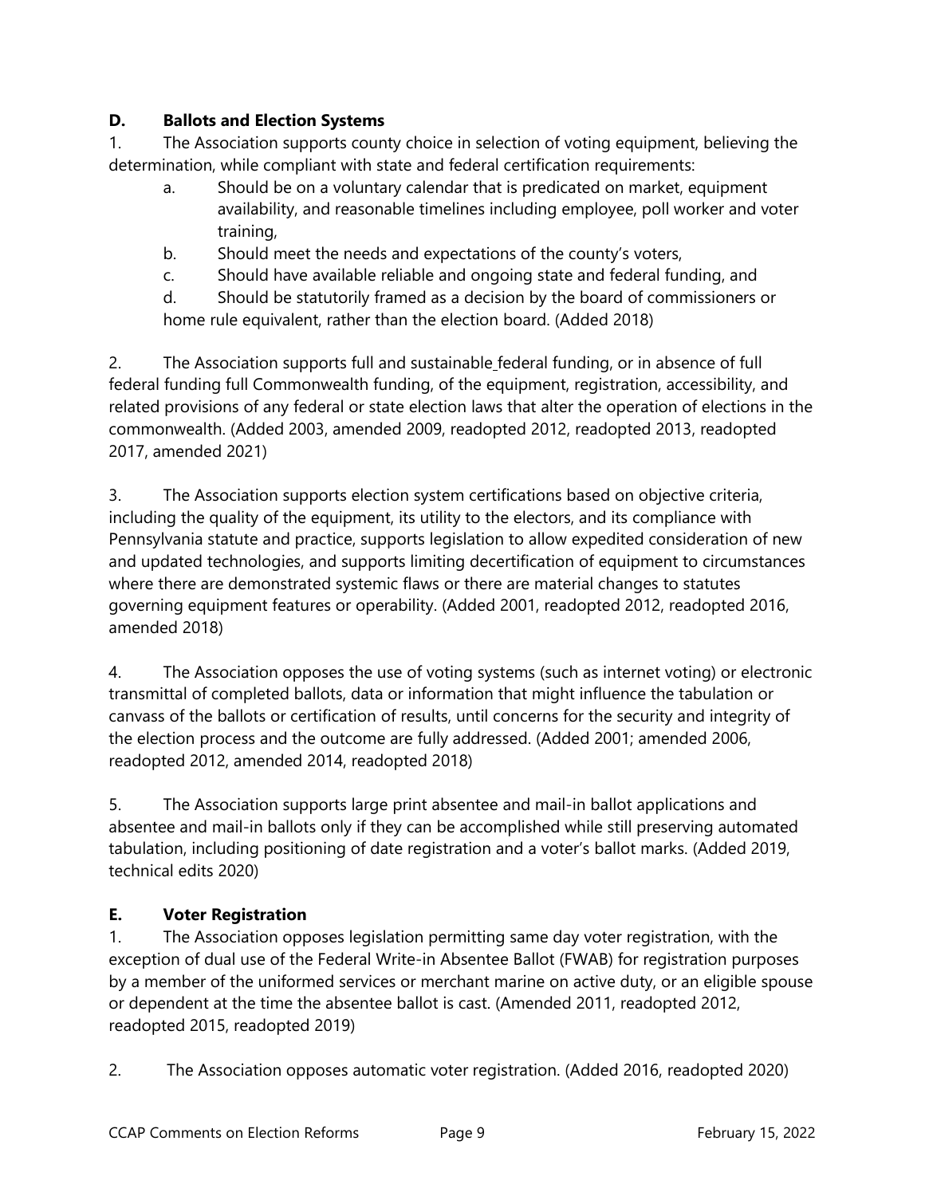## D. Ballots and Election Systems

1. The Association supports county choice in selection of voting equipment, believing the determination, while compliant with state and federal certification requirements:
   a. Should be on a voluntary calendar that is predicated on market, equipment availability, and reasonable timelines including employee, poll worker and voter training,
   b. Should meet the needs and expectations of the county's voters,
   c. Should have available reliable and ongoing state and federal funding, and
   d. Should be statutorily framed as a decision by the board of commissioners or home rule equivalent, rather than the election board. (Added 2018)

2. The Association supports full and sustainable federal funding, or in absence of full federal funding full Commonwealth funding, of the equipment, registration, accessibility, and related provisions of any federal or state election laws that alter the operation of elections in the commonwealth. (Added 2003, amended 2009, readopted 2012, readopted 2013, readopted 2017, amended 2021)

3. The Association supports election system certifications based on objective criteria, including the quality of the equipment, its utility to the electors, and its compliance with Pennsylvania statute and practice, supports legislation to allow expedited consideration of new and updated technologies, and supports limiting decertification of equipment to circumstances where there are demonstrated systemic flaws or there are material changes to statutes governing equipment features or operability. (Added 2001, readopted 2012, readopted 2016, amended 2018)

4. The Association opposes the use of voting systems (such as internet voting) or electronic transmittal of completed ballots, data or information that might influence the tabulation or canvass of the ballots or certification of results, until concerns for the security and integrity of the election process and the outcome are fully addressed. (Added 2001; amended 2006, readopted 2012, amended 2014, readopted 2018)

5. The Association supports large print absentee and mail-in ballot applications and absentee and mail-in ballots only if they can be accomplished while still preserving automated tabulation, including positioning of date registration and a voter's ballot marks. (Added 2019, technical edits 2020)

## E. Voter Registration

1. The Association opposes legislation permitting same day voter registration, with the exception of dual use of the Federal Write-in Absentee Ballot (FWAB) for registration purposes by a member of the uniformed services or merchant marine on active duty, or an eligible spouse or dependent at the time the absentee ballot is cast. (Amended 2011, readopted 2012, readopted 2015, readopted 2019)

2. The Association opposes automatic voter registration. (Added 2016, readopted 2020)